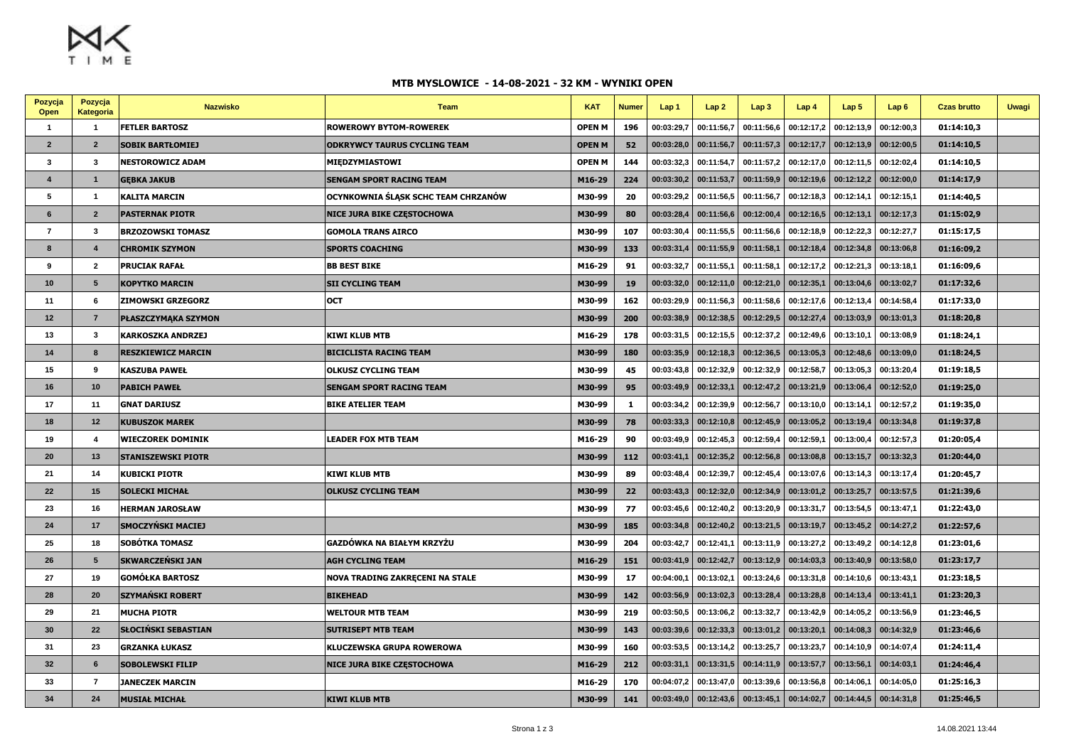MK TIME

## MTB MYSLOWICE - 14-08-2021 - 32 KM - WYNIKI OPEN

| Pozycja Open | Pozycja Kategoria | Nazwisko | Team | KAT | Numer | Lap 1 | Lap 2 | Lap 3 | Lap 4 | Lap 5 | Lap 6 | Czas brutto | Uwagi |
|---|---|---|---|---|---|---|---|---|---|---|---|---|---|
| 1 | 1 | FETLER BARTOSZ | ROWEROWY BYTOM-ROWEREK | OPEN M | 196 | 00:03:29,7 | 00:11:56,7 | 00:11:56,6 | 00:12:17,2 | 00:12:13,9 | 00:12:00,3 | 01:14:10,3 | |
| 2 | 2 | SOBIK BARTŁOMIEJ | ODKRYWCY TAURUS CYCLING TEAM | OPEN M | 52 | 00:03:28,0 | 00:11:56,7 | 00:11:57,3 | 00:12:17,7 | 00:12:13,9 | 00:12:00,5 | 01:14:10,5 | |
| 3 | 3 | NESTOROWICZ ADAM | MIĘDZYMIASTOWI | OPEN M | 144 | 00:03:32,3 | 00:11:54,7 | 00:11:57,2 | 00:12:17,0 | 00:12:11,5 | 00:12:02,4 | 01:14:10,5 | |
| 4 | 1 | GĘBKA JAKUB | SENGAM SPORT RACING TEAM | M16-29 | 224 | 00:03:30,2 | 00:11:53,7 | 00:11:59,9 | 00:12:19,6 | 00:12:12,2 | 00:12:00,0 | 01:14:17,9 | |
| 5 | 1 | KALITA MARCIN | OCYNKOWNIA ŚLĄSK SCHC TEAM CHRZANÓW | M30-99 | 20 | 00:03:29,2 | 00:11:56,5 | 00:11:56,7 | 00:12:18,3 | 00:12:14,1 | 00:12:15,1 | 01:14:40,5 | |
| 6 | 2 | PASTERNAK PIOTR | NICE JURA BIKE CZĘSTOCHOWA | M30-99 | 80 | 00:03:28,4 | 00:11:56,6 | 00:12:00,4 | 00:12:16,5 | 00:12:13,1 | 00:12:17,3 | 01:15:02,9 | |
| 7 | 3 | BRZOZOWSKI TOMASZ | GOMOLA TRANS AIRCO | M30-99 | 107 | 00:03:30,4 | 00:11:55,5 | 00:11:56,6 | 00:12:18,9 | 00:12:22,3 | 00:12:27,7 | 01:15:17,5 | |
| 8 | 4 | CHROMIK SZYMON | SPORTS COACHING | M30-99 | 133 | 00:03:31,4 | 00:11:55,9 | 00:11:58,1 | 00:12:18,4 | 00:12:34,8 | 00:13:06,8 | 01:16:09,2 | |
| 9 | 2 | PRUCIAK RAFAŁ | BB BEST BIKE | M16-29 | 91 | 00:03:32,7 | 00:11:55,1 | 00:11:58,1 | 00:12:17,2 | 00:12:21,3 | 00:13:18,1 | 01:16:09,6 | |
| 10 | 5 | KOPYTKO MARCIN | SII CYCLING TEAM | M30-99 | 19 | 00:03:32,0 | 00:12:11,0 | 00:12:21,0 | 00:12:35,1 | 00:13:04,6 | 00:13:02,7 | 01:17:32,6 | |
| 11 | 6 | ZIMOWSKI GRZEGORZ | OCT | M30-99 | 162 | 00:03:29,9 | 00:11:56,3 | 00:11:58,6 | 00:12:17,6 | 00:12:13,4 | 00:14:58,4 | 01:17:33,0 | |
| 12 | 7 | PŁASZCZYMĄKA SZYMON | | M30-99 | 200 | 00:03:38,9 | 00:12:38,5 | 00:12:29,5 | 00:12:27,4 | 00:13:03,9 | 00:13:01,3 | 01:18:20,8 | |
| 13 | 3 | KARKOSZKA ANDRZEJ | KIWI KLUB MTB | M16-29 | 178 | 00:03:31,5 | 00:12:15,5 | 00:12:37,2 | 00:12:49,6 | 00:13:10,1 | 00:13:08,9 | 01:18:24,1 | |
| 14 | 8 | RESZKIEWICZ MARCIN | BICICLISTA RACING TEAM | M30-99 | 180 | 00:03:35,9 | 00:12:18,3 | 00:12:36,5 | 00:13:05,3 | 00:12:48,6 | 00:13:09,0 | 01:18:24,5 | |
| 15 | 9 | KASZUBA PAWEŁ | OLKUSZ CYCLING TEAM | M30-99 | 45 | 00:03:43,8 | 00:12:32,9 | 00:12:32,9 | 00:12:58,7 | 00:13:05,3 | 00:13:20,4 | 01:19:18,5 | |
| 16 | 10 | PABICH PAWEŁ | SENGAM SPORT RACING TEAM | M30-99 | 95 | 00:03:49,9 | 00:12:33,1 | 00:12:47,2 | 00:13:21,9 | 00:13:06,4 | 00:12:52,0 | 01:19:25,0 | |
| 17 | 11 | GNAT DARIUSZ | BIKE ATELIER TEAM | M30-99 | 1 | 00:03:34,2 | 00:12:39,9 | 00:12:56,7 | 00:13:10,0 | 00:13:14,1 | 00:12:57,2 | 01:19:35,0 | |
| 18 | 12 | KUBUSZOK MAREK | | M30-99 | 78 | 00:03:33,3 | 00:12:10,8 | 00:12:45,9 | 00:13:05,2 | 00:13:19,4 | 00:13:34,8 | 01:19:37,8 | |
| 19 | 4 | WIECZOREK DOMINIK | LEADER FOX MTB TEAM | M16-29 | 90 | 00:03:49,9 | 00:12:45,3 | 00:12:59,4 | 00:12:59,1 | 00:13:00,4 | 00:12:57,3 | 01:20:05,4 | |
| 20 | 13 | STANISZEWSKI PIOTR | | M30-99 | 112 | 00:03:41,1 | 00:12:35,2 | 00:12:56,8 | 00:13:08,8 | 00:13:15,7 | 00:13:32,3 | 01:20:44,0 | |
| 21 | 14 | KUBICKI PIOTR | KIWI KLUB MTB | M30-99 | 89 | 00:03:48,4 | 00:12:39,7 | 00:12:45,4 | 00:13:07,6 | 00:13:14,3 | 00:13:17,4 | 01:20:45,7 | |
| 22 | 15 | SOLECKI MICHAŁ | OLKUSZ CYCLING TEAM | M30-99 | 22 | 00:03:43,3 | 00:12:32,0 | 00:12:34,9 | 00:13:01,2 | 00:13:25,7 | 00:13:57,5 | 01:21:39,6 | |
| 23 | 16 | HERMAN JAROSŁAW | | M30-99 | 77 | 00:03:45,6 | 00:12:40,2 | 00:13:20,9 | 00:13:31,7 | 00:13:54,5 | 00:13:47,1 | 01:22:43,0 | |
| 24 | 17 | SMOCZYŃSKI MACIEJ | | M30-99 | 185 | 00:03:34,8 | 00:12:40,2 | 00:13:21,5 | 00:13:19,7 | 00:13:45,2 | 00:14:27,2 | 01:22:57,6 | |
| 25 | 18 | SOBÓTKA TOMASZ | GAZDÓWKA NA BIAŁYM KRZYŻU | M30-99 | 204 | 00:03:42,7 | 00:12:41,1 | 00:13:11,9 | 00:13:27,2 | 00:13:49,2 | 00:14:12,8 | 01:23:01,6 | |
| 26 | 5 | SKWARCZEŃSKI JAN | AGH CYCLING TEAM | M16-29 | 151 | 00:03:41,9 | 00:12:42,7 | 00:13:12,9 | 00:14:03,3 | 00:13:40,9 | 00:13:58,0 | 01:23:17,7 | |
| 27 | 19 | GOMÓŁKA BARTOSZ | NOVA TRADING ZAKRĘCENI NA STALE | M30-99 | 17 | 00:04:00,1 | 00:13:02,1 | 00:13:24,6 | 00:13:31,8 | 00:14:10,6 | 00:13:43,1 | 01:23:18,5 | |
| 28 | 20 | SZYMAŃSKI ROBERT | BIKEHEAD | M30-99 | 142 | 00:03:56,9 | 00:13:02,3 | 00:13:28,4 | 00:13:28,8 | 00:14:13,4 | 00:13:41,1 | 01:23:20,3 | |
| 29 | 21 | MUCHA PIOTR | WELTOUR MTB TEAM | M30-99 | 219 | 00:03:50,5 | 00:13:06,2 | 00:13:32,7 | 00:13:42,9 | 00:14:05,2 | 00:13:56,9 | 01:23:46,5 | |
| 30 | 22 | SŁOCIŃSKI SEBASTIAN | SUTRISEPT MTB TEAM | M30-99 | 143 | 00:03:39,6 | 00:12:33,3 | 00:13:01,2 | 00:13:20,1 | 00:14:08,3 | 00:14:32,9 | 01:23:46,6 | |
| 31 | 23 | GRZANKA ŁUKASZ | KLUCZEWSKA GRUPA ROWEROWA | M30-99 | 160 | 00:03:53,5 | 00:13:14,2 | 00:13:25,7 | 00:13:23,7 | 00:14:10,9 | 00:14:07,4 | 01:24:11,4 | |
| 32 | 6 | SOBOLEWSKI FILIP | NICE JURA BIKE CZĘSTOCHOWA | M16-29 | 212 | 00:03:31,1 | 00:13:31,5 | 00:14:11,9 | 00:13:57,7 | 00:13:56,1 | 00:14:03,1 | 01:24:46,4 | |
| 33 | 7 | JANECZEK MARCIN | | M16-29 | 170 | 00:04:07,2 | 00:13:47,0 | 00:13:39,6 | 00:13:56,8 | 00:14:06,1 | 00:14:05,0 | 01:25:16,3 | |
| 34 | 24 | MUSIAŁ MICHAŁ | KIWI KLUB MTB | M30-99 | 141 | 00:03:49,0 | 00:12:43,6 | 00:13:45,1 | 00:14:02,7 | 00:14:44,5 | 00:14:31,8 | 01:25:46,5 | |

14.08.2021 13:44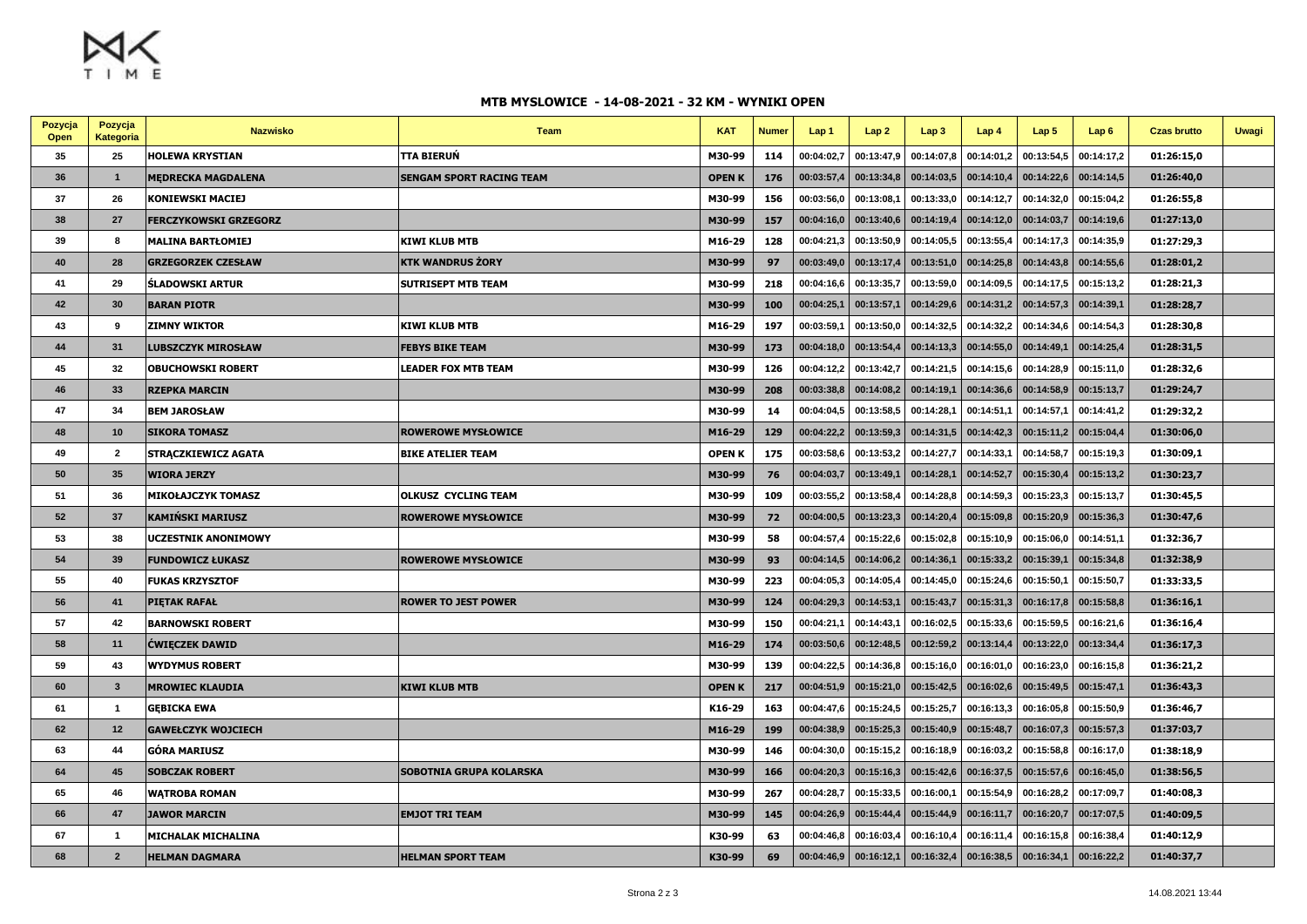## MTB MYSLOWICE - 14-08-2021 - 32 KM - WYNIKI OPEN

| Pozycja Open | Pozycja Kategoria | Nazwisko | Team | KAT | Numer | Lap 1 | Lap 2 | Lap 3 | Lap 4 | Lap 5 | Lap 6 | Czas brutto | Uwagi |
|---|---|---|---|---|---|---|---|---|---|---|---|---|---|
| 35 | 25 | HOLEWA KRYSTIAN | TTA BIERUŃ | M30-99 | 114 | 00:04:02,7 | 00:13:47,9 | 00:14:07,8 | 00:14:01,2 | 00:13:54,5 | 00:14:17,2 | 01:26:15,0 | |
| 36 | 1 | MĘDRECKA MAGDALENA | SENGAM SPORT RACING TEAM | OPEN K | 176 | 00:03:57,4 | 00:13:34,8 | 00:14:03,5 | 00:14:10,4 | 00:14:22,6 | 00:14:14,5 | 01:26:40,0 | |
| 37 | 26 | KONIEWSKI MACIEJ | | M30-99 | 156 | 00:03:56,0 | 00:13:08,1 | 00:13:33,0 | 00:14:12,7 | 00:14:32,0 | 00:15:04,2 | 01:26:55,8 | |
| 38 | 27 | FERCZYKOWSKI GRZEGORZ | | M30-99 | 157 | 00:04:16,0 | 00:13:40,6 | 00:14:19,4 | 00:14:12,0 | 00:14:03,7 | 00:14:19,6 | 01:27:13,0 | |
| 39 | 8 | MALINA BARTŁOMIEJ | KIWI KLUB MTB | M16-29 | 128 | 00:04:21,3 | 00:13:50,9 | 00:14:05,5 | 00:13:55,4 | 00:14:17,3 | 00:14:35,9 | 01:27:29,3 | |
| 40 | 28 | GRZEGORZEK CZESŁAW | KTK WANDRUS ŻORY | M30-99 | 97 | 00:03:49,0 | 00:13:17,4 | 00:13:51,0 | 00:14:25,8 | 00:14:43,8 | 00:14:55,6 | 01:28:01,2 | |
| 41 | 29 | ŚLADOWSKI ARTUR | SUTRISEPT MTB TEAM | M30-99 | 218 | 00:04:16,6 | 00:13:35,7 | 00:13:59,0 | 00:14:09,5 | 00:14:17,5 | 00:15:13,2 | 01:28:21,3 | |
| 42 | 30 | BARAN PIOTR | | M30-99 | 100 | 00:04:25,1 | 00:13:57,1 | 00:14:29,6 | 00:14:31,2 | 00:14:57,3 | 00:14:39,1 | 01:28:28,7 | |
| 43 | 9 | ZIMNY WIKTOR | KIWI KLUB MTB | M16-29 | 197 | 00:03:59,1 | 00:13:50,0 | 00:14:32,5 | 00:14:32,2 | 00:14:34,6 | 00:14:54,3 | 01:28:30,8 | |
| 44 | 31 | LUBSZCZYK MIROSŁAW | FEBYS BIKE TEAM | M30-99 | 173 | 00:04:18,0 | 00:13:54,4 | 00:14:13,3 | 00:14:55,0 | 00:14:49,1 | 00:14:25,4 | 01:28:31,5 | |
| 45 | 32 | OBUCHOWSKI ROBERT | LEADER FOX MTB TEAM | M30-99 | 126 | 00:04:12,2 | 00:13:42,7 | 00:14:21,5 | 00:14:15,6 | 00:14:28,9 | 00:15:11,0 | 01:28:32,6 | |
| 46 | 33 | RZEPKA MARCIN | | M30-99 | 208 | 00:03:38,8 | 00:14:08,2 | 00:14:19,1 | 00:14:36,6 | 00:14:58,9 | 00:15:13,7 | 01:29:24,7 | |
| 47 | 34 | BEM JAROSŁAW | | M30-99 | 14 | 00:04:04,5 | 00:13:58,5 | 00:14:28,1 | 00:14:51,1 | 00:14:57,1 | 00:14:41,2 | 01:29:32,2 | |
| 48 | 10 | SIKORA TOMASZ | ROWEROWE MYSŁOWICE | M16-29 | 129 | 00:04:22,2 | 00:13:59,3 | 00:14:31,5 | 00:14:42,3 | 00:15:11,2 | 00:15:04,4 | 01:30:06,0 | |
| 49 | 2 | STRĄCZKIEWICZ AGATA | BIKE ATELIER TEAM | OPEN K | 175 | 00:03:58,6 | 00:13:53,2 | 00:14:27,7 | 00:14:33,1 | 00:14:58,7 | 00:15:19,3 | 01:30:09,1 | |
| 50 | 35 | WIORA JERZY | | M30-99 | 76 | 00:04:03,7 | 00:13:49,1 | 00:14:28,1 | 00:14:52,7 | 00:15:30,4 | 00:15:13,2 | 01:30:23,7 | |
| 51 | 36 | MIKOŁAJCZYK TOMASZ | OLKUSZ CYCLING TEAM | M30-99 | 109 | 00:03:55,2 | 00:13:58,4 | 00:14:28,8 | 00:14:59,3 | 00:15:23,3 | 00:15:13,7 | 01:30:45,5 | |
| 52 | 37 | KAMIŃSKI MARIUSZ | ROWEROWE MYSŁOWICE | M30-99 | 72 | 00:04:00,5 | 00:13:23,3 | 00:14:20,4 | 00:15:09,8 | 00:15:20,9 | 00:15:36,3 | 01:30:47,6 | |
| 53 | 38 | UCZESTNIK ANONIMOWY | | M30-99 | 58 | 00:04:57,4 | 00:15:22,6 | 00:15:02,8 | 00:15:10,9 | 00:15:06,0 | 00:14:51,1 | 01:32:36,7 | |
| 54 | 39 | FUNDOWICZ ŁUKASZ | ROWEROWE MYSŁOWICE | M30-99 | 93 | 00:04:14,5 | 00:14:06,2 | 00:14:36,1 | 00:15:33,2 | 00:15:39,1 | 00:15:34,8 | 01:32:38,9 | |
| 55 | 40 | FUKAS KRZYSZTOF | | M30-99 | 223 | 00:04:05,3 | 00:14:05,4 | 00:14:45,0 | 00:15:24,6 | 00:15:50,1 | 00:15:50,7 | 01:33:33,5 | |
| 56 | 41 | PIĘTAK RAFAŁ | ROWER TO JEST POWER | M30-99 | 124 | 00:04:29,3 | 00:14:53,1 | 00:15:43,7 | 00:15:31,3 | 00:16:17,8 | 00:15:58,8 | 01:36:16,1 | |
| 57 | 42 | BARNOWSKI ROBERT | | M30-99 | 150 | 00:04:21,1 | 00:14:43,1 | 00:16:02,5 | 00:15:33,6 | 00:15:59,5 | 00:16:21,6 | 01:36:16,4 | |
| 58 | 11 | ĆWIĘCZEK DAWID | | M16-29 | 174 | 00:03:50,6 | 00:12:48,5 | 00:12:59,2 | 00:13:14,4 | 00:13:22,0 | 00:13:34,4 | 01:36:17,3 | |
| 59 | 43 | WYDYMUS ROBERT | | M30-99 | 139 | 00:04:22,5 | 00:14:36,8 | 00:15:16,0 | 00:16:01,0 | 00:16:23,0 | 00:16:15,8 | 01:36:21,2 | |
| 60 | 3 | MROWIEC KLAUDIA | KIWI KLUB MTB | OPEN K | 217 | 00:04:51,9 | 00:15:21,0 | 00:15:42,5 | 00:16:02,6 | 00:15:49,5 | 00:15:47,1 | 01:36:43,3 | |
| 61 | 1 | GĘBICKA EWA | | K16-29 | 163 | 00:04:47,6 | 00:15:24,5 | 00:15:25,7 | 00:16:13,3 | 00:16:05,8 | 00:15:50,9 | 01:36:46,7 | |
| 62 | 12 | GAWEŁCZYK WOJCIECH | | M16-29 | 199 | 00:04:38,9 | 00:15:25,3 | 00:15:40,9 | 00:15:48,7 | 00:16:07,3 | 00:15:57,3 | 01:37:03,7 | |
| 63 | 44 | GÓRA MARIUSZ | | M30-99 | 146 | 00:04:30,0 | 00:15:15,2 | 00:16:18,9 | 00:16:03,2 | 00:15:58,8 | 00:16:17,0 | 01:38:18,9 | |
| 64 | 45 | SOBCZAK ROBERT | SOBOTNIA GRUPA KOLARSKA | M30-99 | 166 | 00:04:20,3 | 00:15:16,3 | 00:15:42,6 | 00:16:37,5 | 00:15:57,6 | 00:16:45,0 | 01:38:56,5 | |
| 65 | 46 | WĄTROBA ROMAN | | M30-99 | 267 | 00:04:28,7 | 00:15:33,5 | 00:16:00,1 | 00:15:54,9 | 00:16:28,2 | 00:17:09,7 | 01:40:08,3 | |
| 66 | 47 | JAWOR MARCIN | EMJOT TRI TEAM | M30-99 | 145 | 00:04:26,9 | 00:15:44,4 | 00:15:44,9 | 00:16:11,7 | 00:16:20,7 | 00:17:07,5 | 01:40:09,5 | |
| 67 | 1 | MICHALAK MICHALINA | | K30-99 | 63 | 00:04:46,8 | 00:16:03,4 | 00:16:10,4 | 00:16:11,4 | 00:16:15,8 | 00:16:38,4 | 01:40:12,9 | |
| 68 | 2 | HELMAN DAGMARA | HELMAN SPORT TEAM | K30-99 | 69 | 00:04:46,9 | 00:16:12,1 | 00:16:32,4 | 00:16:38,5 | 00:16:34,1 | 00:16:22,2 | 01:40:37,7 | |

14.08.2021 13:44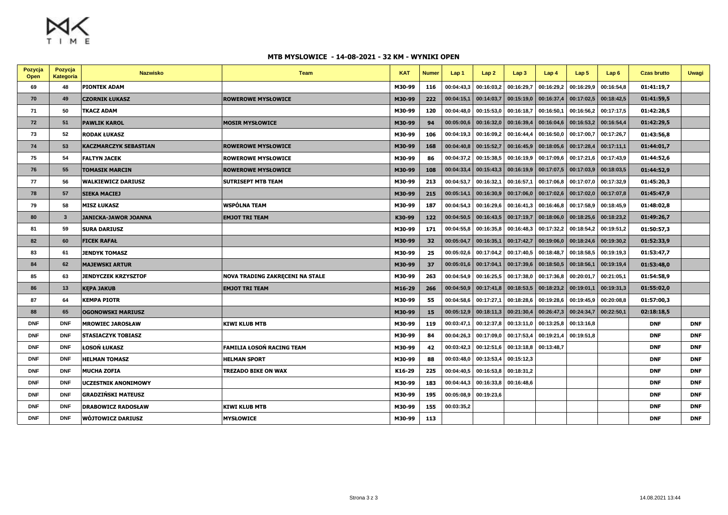# MTB MYSLOWICE - 14-08-2021 - 32 KM - WYNIKI OPEN

| Pozycja Open | Pozycja Kategoria | Nazwisko | Team | KAT | Numer | Lap 1 | Lap 2 | Lap 3 | Lap 4 | Lap 5 | Lap 6 | Czas brutto | Uwagi |
|---|---|---|---|---|---|---|---|---|---|---|---|---|---|
| 69 | 48 | PIONTEK ADAM | | M30-99 | 116 | 00:04:43,3 | 00:16:03,2 | 00:16:29,7 | 00:16:29,2 | 00:16:29,9 | 00:16:54,8 | 01:41:19,7 | |
| 70 | 49 | CZORNIK ŁUKASZ | ROWEROWE MYSŁOWICE | M30-99 | 222 | 00:04:15,1 | 00:14:03,7 | 00:15:19,0 | 00:16:37,4 | 00:17:02,5 | 00:18:42,5 | 01:41:59,5 | |
| 71 | 50 | TKACZ ADAM | | M30-99 | 120 | 00:04:48,0 | 00:15:53,0 | 00:16:18,7 | 00:16:50,1 | 00:16:56,2 | 00:17:17,5 | 01:42:28,5 | |
| 72 | 51 | PAWLIK KAROL | MOSIR MYSŁOWICE | M30-99 | 94 | 00:05:00,6 | 00:16:32,0 | 00:16:39,4 | 00:16:04,6 | 00:16:53,2 | 00:16:54,4 | 01:42:29,5 | |
| 73 | 52 | RODAK ŁUKASZ | | M30-99 | 106 | 00:04:19,3 | 00:16:09,2 | 00:16:44,4 | 00:16:50,0 | 00:17:00,7 | 00:17:26,7 | 01:43:56,8 | |
| 74 | 53 | KACZMARCZYK SEBASTIAN | ROWEROWE MYSŁOWICE | M30-99 | 168 | 00:04:40,8 | 00:15:52,7 | 00:16:45,9 | 00:18:05,6 | 00:17:28,4 | 00:17:11,1 | 01:44:01,7 | |
| 75 | 54 | FALTYN JACEK | ROWEROWE MYSŁOWICE | M30-99 | 86 | 00:04:37,2 | 00:15:38,5 | 00:16:19,9 | 00:17:09,6 | 00:17:21,6 | 00:17:43,9 | 01:44:52,6 | |
| 76 | 55 | TOMASIK MARCIN | ROWEROWE MYSŁOWICE | M30-99 | 108 | 00:04:33,4 | 00:15:43,3 | 00:16:19,9 | 00:17:07,5 | 00:17:03,9 | 00:18:03,5 | 01:44:52,9 | |
| 77 | 56 | WALKIEWICZ DARIUSZ | SUTRISEPT MTB TEAM | M30-99 | 213 | 00:04:53,7 | 00:16:32,1 | 00:16:57,1 | 00:17:06,8 | 00:17:07,0 | 00:17:32,9 | 01:45:20,3 | |
| 78 | 57 | SIEKA MACIEJ | | M30-99 | 215 | 00:05:14,1 | 00:16:30,9 | 00:17:06,0 | 00:17:02,6 | 00:17:02,0 | 00:17:07,8 | 01:45:47,9 | |
| 79 | 58 | MISZ ŁUKASZ | WSPÓLNA TEAM | M30-99 | 187 | 00:04:54,3 | 00:16:29,6 | 00:16:41,3 | 00:16:46,8 | 00:17:58,9 | 00:18:45,9 | 01:48:02,8 | |
| 80 | 3 | JANICKA-JAWOR JOANNA | EMJOT TRI TEAM | K30-99 | 122 | 00:04:50,5 | 00:16:43,5 | 00:17:19,7 | 00:18:06,0 | 00:18:25,6 | 00:18:23,2 | 01:49:26,7 | |
| 81 | 59 | SURA DARIUSZ | | M30-99 | 171 | 00:04:55,8 | 00:16:35,8 | 00:16:48,3 | 00:17:32,2 | 00:18:54,2 | 00:19:51,2 | 01:50:57,3 | |
| 82 | 60 | FICEK RAFAŁ | | M30-99 | 32 | 00:05:04,7 | 00:16:35,1 | 00:17:42,7 | 00:19:06,0 | 00:18:24,6 | 00:19:30,2 | 01:52:33,9 | |
| 83 | 61 | JENDYK TOMASZ | | M30-99 | 25 | 00:05:02,6 | 00:17:04,2 | 00:17:40,5 | 00:18:48,7 | 00:18:58,5 | 00:19:19,3 | 01:53:47,7 | |
| 84 | 62 | MAJEWSKI ARTUR | | M30-99 | 37 | 00:05:01,6 | 00:17:04,1 | 00:17:39,6 | 00:18:50,5 | 00:18:56,1 | 00:19:19,4 | 01:53:48,0 | |
| 85 | 63 | JENDYCZEK KRZYSZTOF | NOVA TRADING ZAKRĘCENI NA STALE | M30-99 | 263 | 00:04:54,9 | 00:16:25,5 | 00:17:38,0 | 00:17:36,8 | 00:20:01,7 | 00:21:05,1 | 01:54:58,9 | |
| 86 | 13 | KĘPA JAKUB | EMJOT TRI TEAM | M16-29 | 266 | 00:04:50,9 | 00:17:41,8 | 00:18:53,5 | 00:18:23,2 | 00:19:01,1 | 00:19:31,3 | 01:55:02,0 | |
| 87 | 64 | KEMPA PIOTR | | M30-99 | 55 | 00:04:58,6 | 00:17:27,1 | 00:18:28,6 | 00:19:28,6 | 00:19:45,9 | 00:20:08,8 | 01:57:00,3 | |
| 88 | 65 | OGONOWSKI MARIUSZ | | M30-99 | 15 | 00:05:12,9 | 00:18:11,3 | 00:21:30,4 | 00:26:47,3 | 00:24:34,7 | 00:22:50,1 | 02:18:18,5 | |
| DNF | DNF | MROWIEC JAROSŁAW | KIWI KLUB MTB | M30-99 | 119 | 00:03:47,1 | 00:12:37,8 | 00:13:11,0 | 00:13:25,8 | 00:13:16,8 | | DNF | DNF |
| DNF | DNF | STASIACZYK TOBIASZ | | M30-99 | 84 | 00:04:26,3 | 00:17:09,0 | 00:17:53,4 | 00:19:21,4 | 00:19:51,8 | | DNF | DNF |
| DNF | DNF | ŁOSOŃ ŁUKASZ | FAMILIA ŁOSOŃ RACING TEAM | M30-99 | 42 | 00:03:42,3 | 00:12:51,6 | 00:13:18,8 | 00:13:48,7 | | | DNF | DNF |
| DNF | DNF | HELMAN TOMASZ | HELMAN SPORT | M30-99 | 88 | 00:03:48,0 | 00:13:53,4 | 00:15:12,3 | | | | DNF | DNF |
| DNF | DNF | MUCHA ZOFIA | TREZADO BIKE ON WAX | K16-29 | 225 | 00:04:40,5 | 00:16:53,8 | 00:18:31,2 | | | | DNF | DNF |
| DNF | DNF | UCZESTNIK ANONIMOWY | | M30-99 | 183 | 00:04:44,3 | 00:16:33,8 | 00:16:48,6 | | | | DNF | DNF |
| DNF | DNF | GRADZIŃSKI MATEUSZ | | M30-99 | 195 | 00:05:08,9 | 00:19:23,6 | | | | | DNF | DNF |
| DNF | DNF | DRABOWICZ RADOSŁAW | KIWI KLUB MTB | M30-99 | 155 | 00:03:35,2 | | | | | | DNF | DNF |
| DNF | DNF | WÓJTOWICZ DARIUSZ | MYSŁOWICE | M30-99 | 113 | | | | | | | DNF | DNF |

14.08.2021 13:44